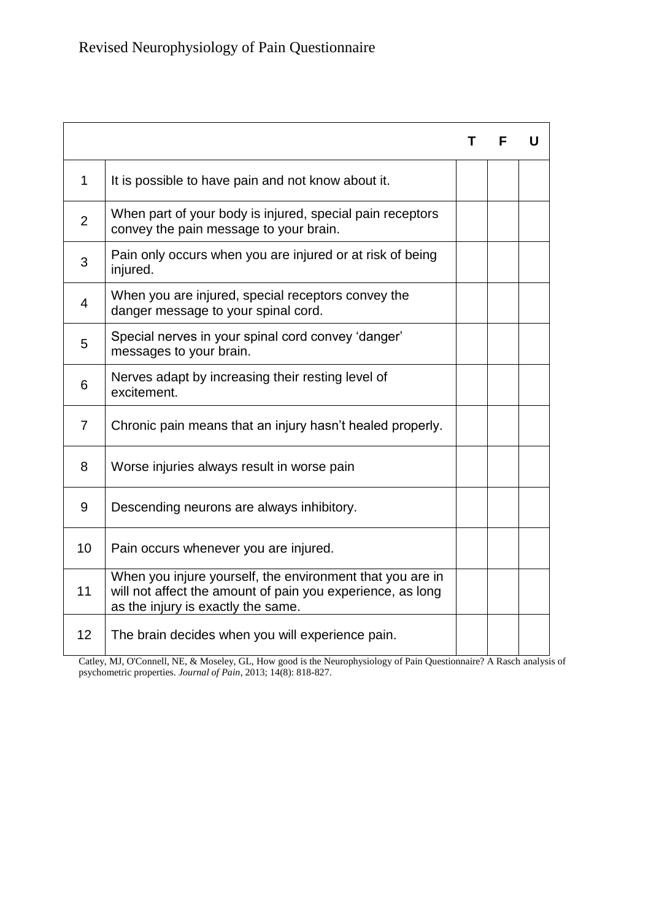# Revised Neurophysiology of Pain Questionnaire

| | | T | F | U |
|---|---|---|---|---|
| 1 | It is possible to have pain and not know about it. | | | |
| 2 | When part of your body is injured, special pain receptors convey the pain message to your brain. | | | |
| 3 | Pain only occurs when you are injured or at risk of being injured. | | | |
| 4 | When you are injured, special receptors convey the danger message to your spinal cord. | | | |
| 5 | Special nerves in your spinal cord convey 'danger' messages to your brain. | | | |
| 6 | Nerves adapt by increasing their resting level of excitement. | | | |
| 7 | Chronic pain means that an injury hasn't healed properly. | | | |
| 8 | Worse injuries always result in worse pain | | | |
| 9 | Descending neurons are always inhibitory. | | | |
| 10 | Pain occurs whenever you are injured. | | | |
| 11 | When you injure yourself, the environment that you are in will not affect the amount of pain you experience, as long as the injury is exactly the same. | | | |
| 12 | The brain decides when you will experience pain. | | | |

Catley, MJ, O'Connell, NE, & Moseley, GL, How good is the Neurophysiology of Pain Questionnaire? A Rasch analysis of psychometric properties. *Journal of Pain*, 2013; 14(8): 818-827.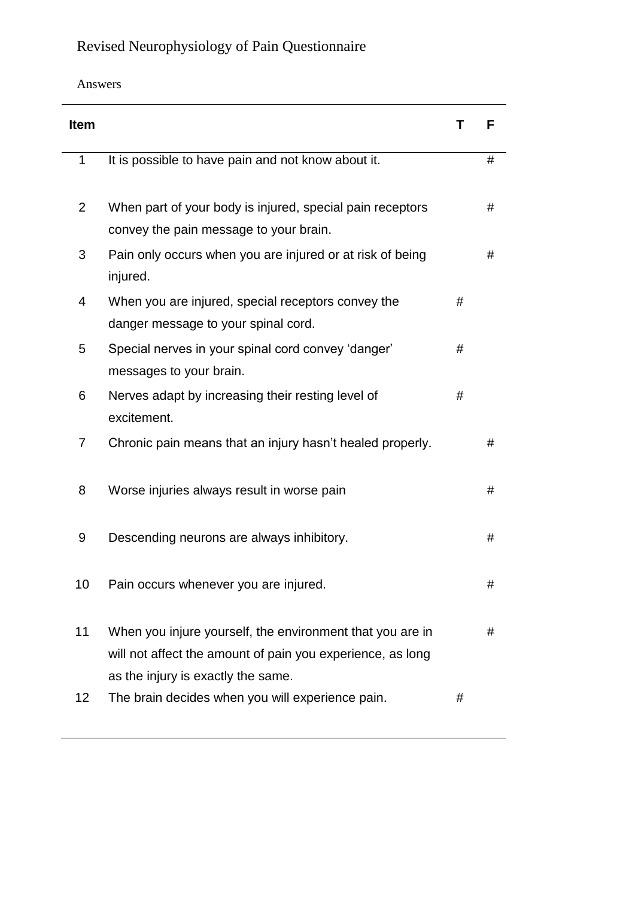Revised Neurophysiology of Pain Questionnaire

Answers

| Item | | T | F |
|---|---|---|---|
| 1 | It is possible to have pain and not know about it. | | # |
| 2 | When part of your body is injured, special pain receptors convey the pain message to your brain. | | # |
| 3 | Pain only occurs when you are injured or at risk of being injured. | | # |
| 4 | When you are injured, special receptors convey the danger message to your spinal cord. | # | |
| 5 | Special nerves in your spinal cord convey 'danger' messages to your brain. | # | |
| 6 | Nerves adapt by increasing their resting level of excitement. | # | |
| 7 | Chronic pain means that an injury hasn't healed properly. | | # |
| 8 | Worse injuries always result in worse pain | | # |
| 9 | Descending neurons are always inhibitory. | | # |
| 10 | Pain occurs whenever you are injured. | | # |
| 11 | When you injure yourself, the environment that you are in will not affect the amount of pain you experience, as long as the injury is exactly the same. | | # |
| 12 | The brain decides when you will experience pain. | # | |